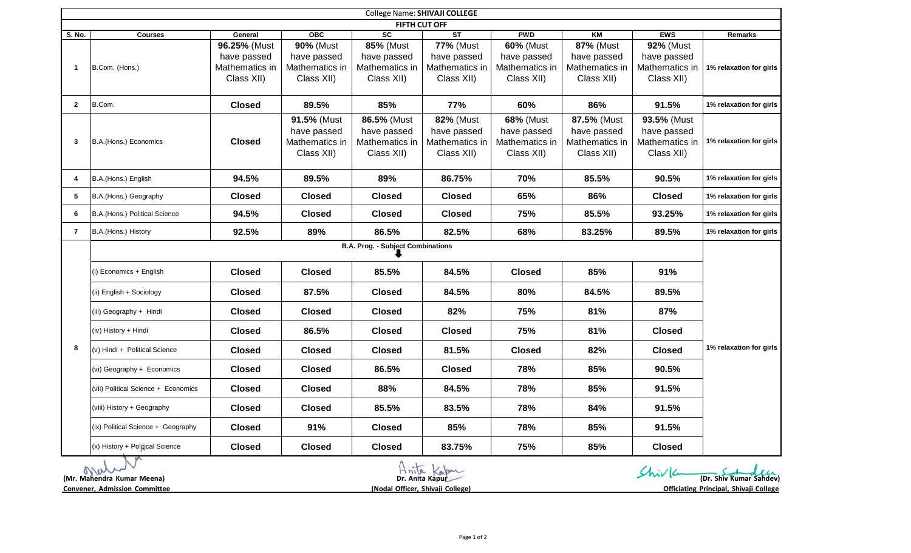College Name: **SHIVAJI COLLEGE**

**FIFTH CUT OFF**

| S. No. | Courses | General | OBC | SC | ST | PWD | KM | EWS | Remarks |
|---|---|---|---|---|---|---|---|---|---|
| 1 | B.Com. (Hons.) | **96.25%** (Must have passed Mathematics in Class XII) | **90%** (Must have passed Mathematics in Class XII) | **85%** (Must have passed Mathematics in Class XII) | **77%** (Must have passed Mathematics in Class XII) | **60%** (Must have passed Mathematics in Class XII) | **87%** (Must have passed Mathematics in Class XII) | **92%** (Must have passed Mathematics in Class XII) | 1% relaxation for girls |
| 2 | B.Com. | **Closed** | **89.5%** | **85%** | **77%** | **60%** | **86%** | **91.5%** | 1% relaxation for girls |
| 3 | B.A.(Hons.) Economics | **Closed** | **91.5%** (Must have passed Mathematics in Class XII) | **86.5%** (Must have passed Mathematics in Class XII) | **82%** (Must have passed Mathematics in Class XII) | **68%** (Must have passed Mathematics in Class XII) | **87.5%** (Must have passed Mathematics in Class XII) | **93.5%** (Must have passed Mathematics in Class XII) | 1% relaxation for girls |
| 4 | B.A.(Hons.) English | **94.5%** | **89.5%** | **89%** | **86.75%** | **70%** | **85.5%** | **90.5%** | 1% relaxation for girls |
| 5 | B.A.(Hons.) Geography | **Closed** | **Closed** | **Closed** | **Closed** | **65%** | **86%** | **Closed** | 1% relaxation for girls |
| 6 | B.A.(Hons.) Political Science | **94.5%** | **Closed** | **Closed** | **Closed** | **75%** | **85.5%** | **93.25%** | 1% relaxation for girls |
| 7 | B.A.(Hons.) History | **92.5%** | **89%** | **86.5%** | **82.5%** | **68%** | **83.25%** | **89.5%** | 1% relaxation for girls |
| 8 | **B.A. Prog. - Subject Combinations** | | | | | | | | 1% relaxation for girls |
| | (i) Economics + English | **Closed** | **Closed** | **85.5%** | **84.5%** | **Closed** | **85%** | **91%** | |
| | (ii) English + Sociology | **Closed** | **87.5%** | **Closed** | **84.5%** | **80%** | **84.5%** | **89.5%** | |
| | (iii) Geography + Hindi | **Closed** | **Closed** | **Closed** | **82%** | **75%** | **81%** | **87%** | |
| | (iv) History + Hindi | **Closed** | **86.5%** | **Closed** | **Closed** | **75%** | **81%** | **Closed** | |
| | (v) Hindi + Political Science | **Closed** | **Closed** | **Closed** | **81.5%** | **Closed** | **82%** | **Closed** | |
| | (vi) Geography + Economics | **Closed** | **Closed** | **86.5%** | **Closed** | **78%** | **85%** | **90.5%** | |
| | (vii) Political Science + Economics | **Closed** | **Closed** | **88%** | **84.5%** | **78%** | **85%** | **91.5%** | |
| | (viii) History + Geography | **Closed** | **Closed** | **85.5%** | **83.5%** | **78%** | **84%** | **91.5%** | |
| | (ix) Political Science + Geography | **Closed** | **91%** | **Closed** | **85%** | **78%** | **85%** | **91.5%** | |
| | (x) History + Political Science | **Closed** | **Closed** | **Closed** | **83.75%** | **75%** | **85%** | **Closed** | |

**(Mr. Mahendra Kumar Meena)**
**Convener, Admission Committee**

**Dr. Anita Kapur**
**(Nodal Officer, Shivaji College)**

**(Dr. Shiv Kumar Sahdev)**
**Officiating Principal, Shivaji College**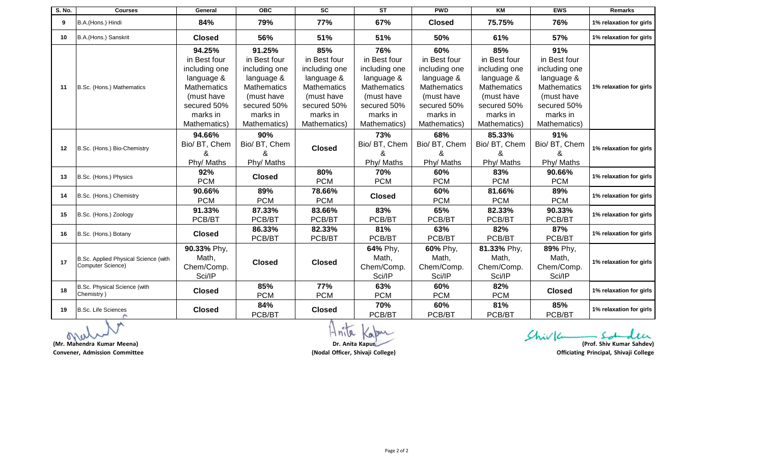| S. No. | Courses | General | OBC | SC | ST | PWD | KM | EWS | Remarks |
|---|---|---|---|---|---|---|---|---|---|
| 9 | B.A.(Hons.) Hindi | **84%** | **79%** | **77%** | **67%** | **Closed** | **75.75%** | **76%** | 1% relaxation for girls |
| 10 | B.A.(Hons.) Sanskrit | **Closed** | **56%** | **51%** | **51%** | **50%** | **61%** | **57%** | 1% relaxation for girls |
| 11 | B.Sc. (Hons.) Mathematics | **94.25%** in Best four including one language & Mathematics (must have secured 50% marks in Mathematics) | **91.25%** in Best four including one language & Mathematics (must have secured 50% marks in Mathematics) | **85%** in Best four including one language & Mathematics (must have secured 50% marks in Mathematics) | **76%** in Best four including one language & Mathematics (must have secured 50% marks in Mathematics) | **60%** in Best four including one language & Mathematics (must have secured 50% marks in Mathematics) | **85%** in Best four including one language & Mathematics (must have secured 50% marks in Mathematics) | **91%** in Best four including one language & Mathematics (must have secured 50% marks in Mathematics) | 1% relaxation for girls |
| 12 | B.Sc. (Hons.) Bio-Chemistry | **94.66%** Bio/ BT, Chem & Phy/ Maths | **90%** Bio/ BT, Chem & Phy/ Maths | **Closed** | **73%** Bio/ BT, Chem & Phy/ Maths | **68%** Bio/ BT, Chem & Phy/ Maths | **85.33%** Bio/ BT, Chem & Phy/ Maths | **91%** Bio/ BT, Chem & Phy/ Maths | 1% relaxation for girls |
| 13 | B.Sc. (Hons.) Physics | **92%** PCM | **Closed** | **80%** PCM | **70%** PCM | **60%** PCM | **83%** PCM | **90.66%** PCM | 1% relaxation for girls |
| 14 | B.Sc. (Hons.) Chemistry | **90.66%** PCM | **89%** PCM | **78.66%** PCM | **Closed** | **60%** PCM | **81.66%** PCM | **89%** PCM | 1% relaxation for girls |
| 15 | B.Sc. (Hons.) Zoology | **91.33%** PCB/BT | **87.33%** PCB/BT | **83.66%** PCB/BT | **83%** PCB/BT | **65%** PCB/BT | **82.33%** PCB/BT | **90.33%** PCB/BT | 1% relaxation for girls |
| 16 | B.Sc. (Hons.) Botany | **Closed** | **86.33%** PCB/BT | **82.33%** PCB/BT | **81%** PCB/BT | **63%** PCB/BT | **82%** PCB/BT | **87%** PCB/BT | 1% relaxation for girls |
| 17 | B.Sc. Applied Physical Science (with Computer Science) | **90.33%** Phy, Math, Chem/Comp. Sci/IP | **Closed** | **Closed** | **64%** Phy, Math, Chem/Comp. Sci/IP | **60%** Phy, Math, Chem/Comp. Sci/IP | **81.33%** Phy, Math, Chem/Comp. Sci/IP | **89%** Phy, Math, Chem/Comp. Sci/IP | 1% relaxation for girls |
| 18 | B.Sc. Physical Science (with Chemistry ) | **Closed** | **85%** PCM | **77%** PCM | **63%** PCM | **60%** PCM | **82%** PCM | **Closed** | 1% relaxation for girls |
| 19 | B.Sc. Life Sciences | **Closed** | **84%** PCB/BT | **Closed** | **70%** PCB/BT | **60%** PCB/BT | **81%** PCB/BT | **85%** PCB/BT | 1% relaxation for girls |

**(Mr. Mahendra Kumar Meena)**
**Convener, Admission Committee**

**Dr. Anita Kapur**
**(Nodal Officer, Shivaji College)**

**(Prof. Shiv Kumar Sahdev)**
**Officiating Principal, Shivaji College**